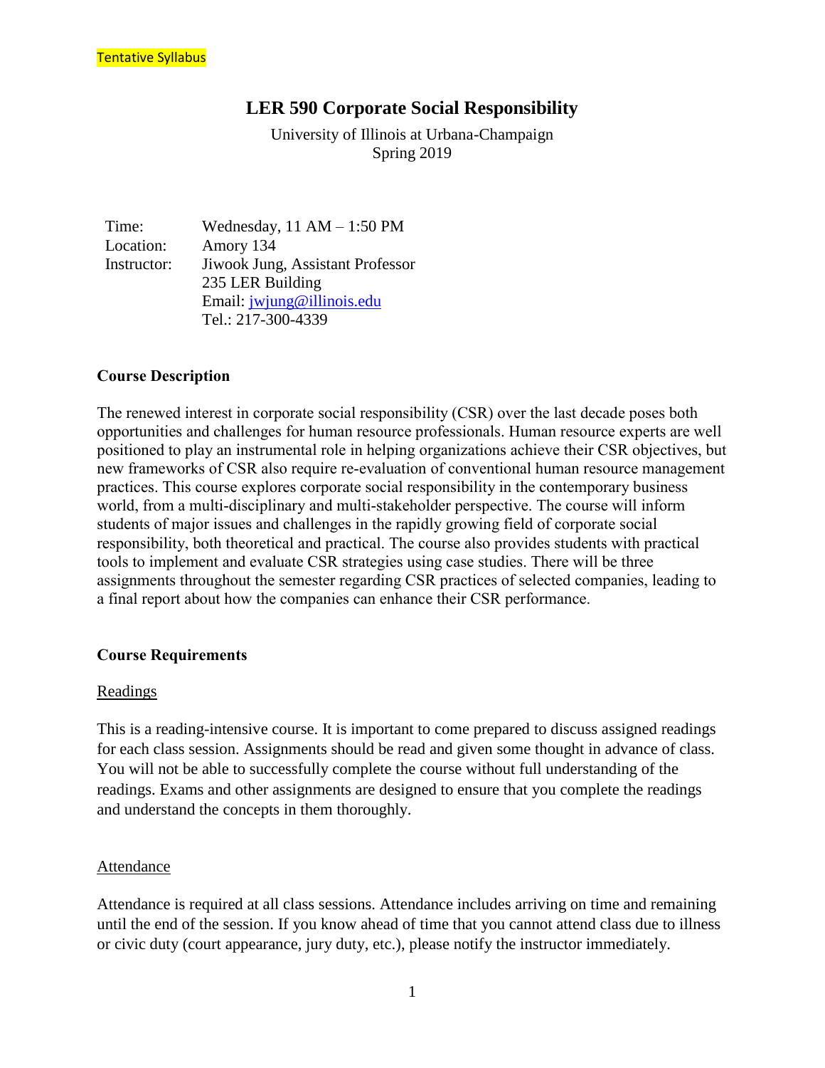Tentative Syllabus

# LER 590 Corporate Social Responsibility

University of Illinois at Urbana-Champaign
Spring 2019

| | |
|---|---|
| Time: | Wednesday, 11 AM – 1:50 PM |
| Location: | Amory 134 |
| Instructor: | Jiwook Jung, Assistant Professor |
| | 235 LER Building |
| | Email: jwjung@illinois.edu |
| | Tel.: 217-300-4339 |

## Course Description

The renewed interest in corporate social responsibility (CSR) over the last decade poses both opportunities and challenges for human resource professionals. Human resource experts are well positioned to play an instrumental role in helping organizations achieve their CSR objectives, but new frameworks of CSR also require re-evaluation of conventional human resource management practices. This course explores corporate social responsibility in the contemporary business world, from a multi-disciplinary and multi-stakeholder perspective. The course will inform students of major issues and challenges in the rapidly growing field of corporate social responsibility, both theoretical and practical. The course also provides students with practical tools to implement and evaluate CSR strategies using case studies. There will be three assignments throughout the semester regarding CSR practices of selected companies, leading to a final report about how the companies can enhance their CSR performance.

## Course Requirements

### Readings

This is a reading-intensive course. It is important to come prepared to discuss assigned readings for each class session. Assignments should be read and given some thought in advance of class. You will not be able to successfully complete the course without full understanding of the readings. Exams and other assignments are designed to ensure that you complete the readings and understand the concepts in them thoroughly.

### Attendance

Attendance is required at all class sessions. Attendance includes arriving on time and remaining until the end of the session. If you know ahead of time that you cannot attend class due to illness or civic duty (court appearance, jury duty, etc.), please notify the instructor immediately.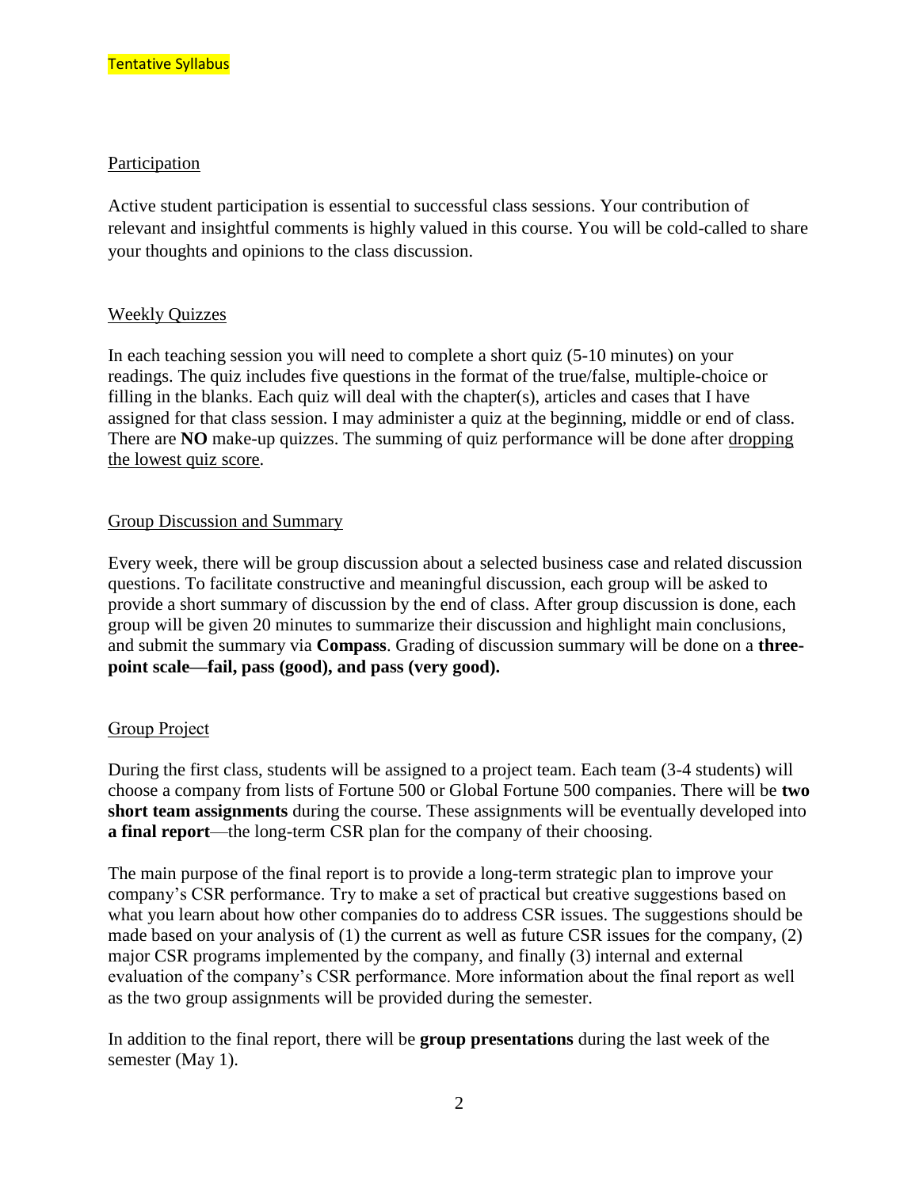Tentative Syllabus

Participation

Active student participation is essential to successful class sessions. Your contribution of relevant and insightful comments is highly valued in this course. You will be cold-called to share your thoughts and opinions to the class discussion.

Weekly Quizzes

In each teaching session you will need to complete a short quiz (5-10 minutes) on your readings. The quiz includes five questions in the format of the true/false, multiple-choice or filling in the blanks. Each quiz will deal with the chapter(s), articles and cases that I have assigned for that class session. I may administer a quiz at the beginning, middle or end of class. There are **NO** make-up quizzes. The summing of quiz performance will be done after dropping the lowest quiz score.

Group Discussion and Summary

Every week, there will be group discussion about a selected business case and related discussion questions. To facilitate constructive and meaningful discussion, each group will be asked to provide a short summary of discussion by the end of class. After group discussion is done, each group will be given 20 minutes to summarize their discussion and highlight main conclusions, and submit the summary via **Compass**. Grading of discussion summary will be done on a **three-point scale—fail, pass (good), and pass (very good).**

Group Project

During the first class, students will be assigned to a project team. Each team (3-4 students) will choose a company from lists of Fortune 500 or Global Fortune 500 companies. There will be **two short team assignments** during the course. These assignments will be eventually developed into **a final report**—the long-term CSR plan for the company of their choosing.

The main purpose of the final report is to provide a long-term strategic plan to improve your company's CSR performance. Try to make a set of practical but creative suggestions based on what you learn about how other companies do to address CSR issues. The suggestions should be made based on your analysis of (1) the current as well as future CSR issues for the company, (2) major CSR programs implemented by the company, and finally (3) internal and external evaluation of the company's CSR performance. More information about the final report as well as the two group assignments will be provided during the semester.

In addition to the final report, there will be **group presentations** during the last week of the semester (May 1).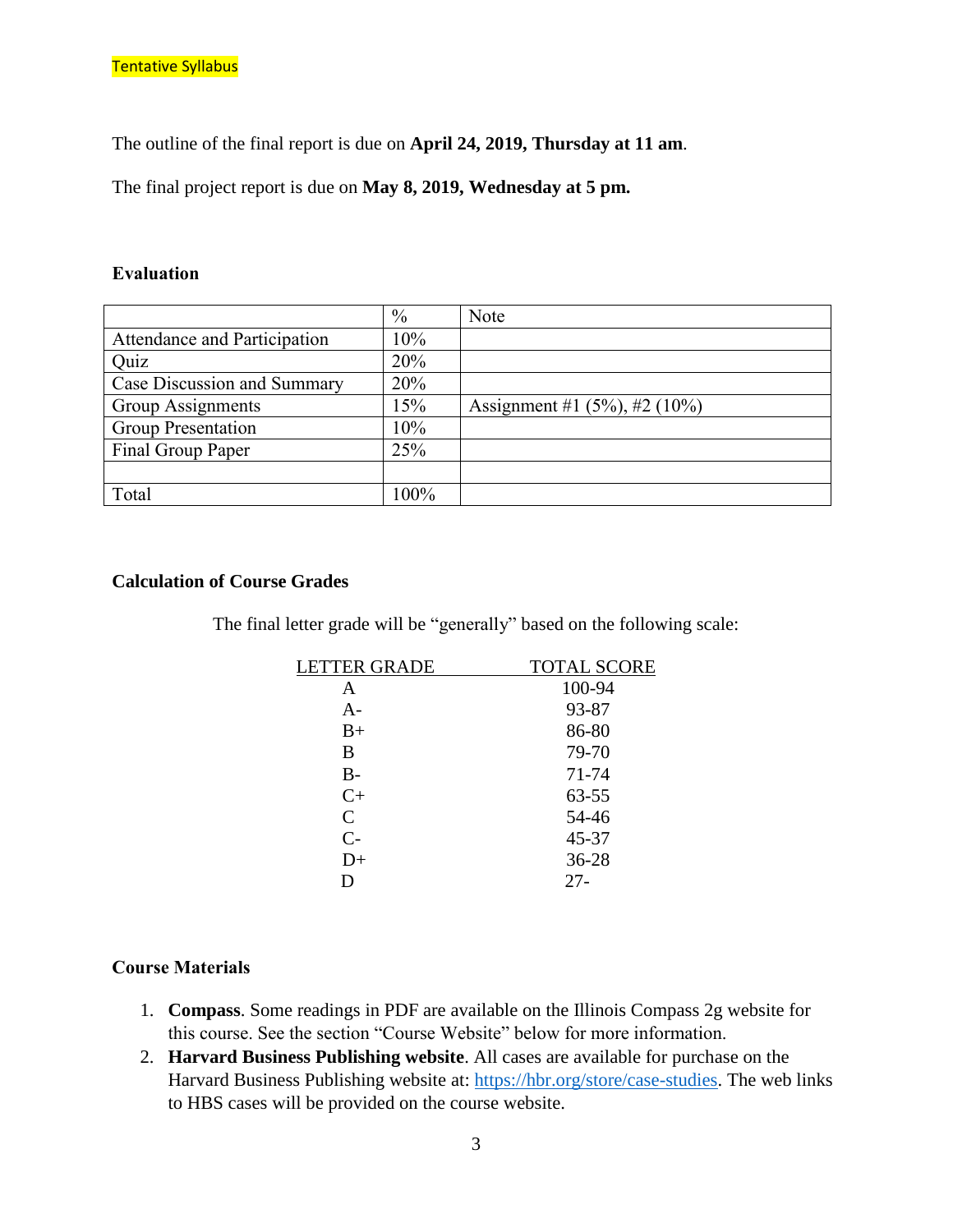Tentative Syllabus

The outline of the final report is due on **April 24, 2019, Thursday at 11 am**.

The final project report is due on **May 8, 2019, Wednesday at 5 pm.**

**Evaluation**

| | % | Note |
|---|---|---|
| Attendance and Participation | 10% | |
| Quiz | 20% | |
| Case Discussion and Summary | 20% | |
| Group Assignments | 15% | Assignment #1 (5%), #2 (10%) |
| Group Presentation | 10% | |
| Final Group Paper | 25% | |
| | | |
| Total | 100% | |

**Calculation of Course Grades**

The final letter grade will be "generally" based on the following scale:

| LETTER GRADE | TOTAL SCORE |
|---|---|
| A | 100-94 |
| A- | 93-87 |
| B+ | 86-80 |
| B | 79-70 |
| B- | 71-74 |
| C+ | 63-55 |
| C | 54-46 |
| C- | 45-37 |
| D+ | 36-28 |
| D | 27- |

**Course Materials**

1. **Compass**. Some readings in PDF are available on the Illinois Compass 2g website for this course. See the section "Course Website" below for more information.
2. **Harvard Business Publishing website**. All cases are available for purchase on the Harvard Business Publishing website at: https://hbr.org/store/case-studies. The web links to HBS cases will be provided on the course website.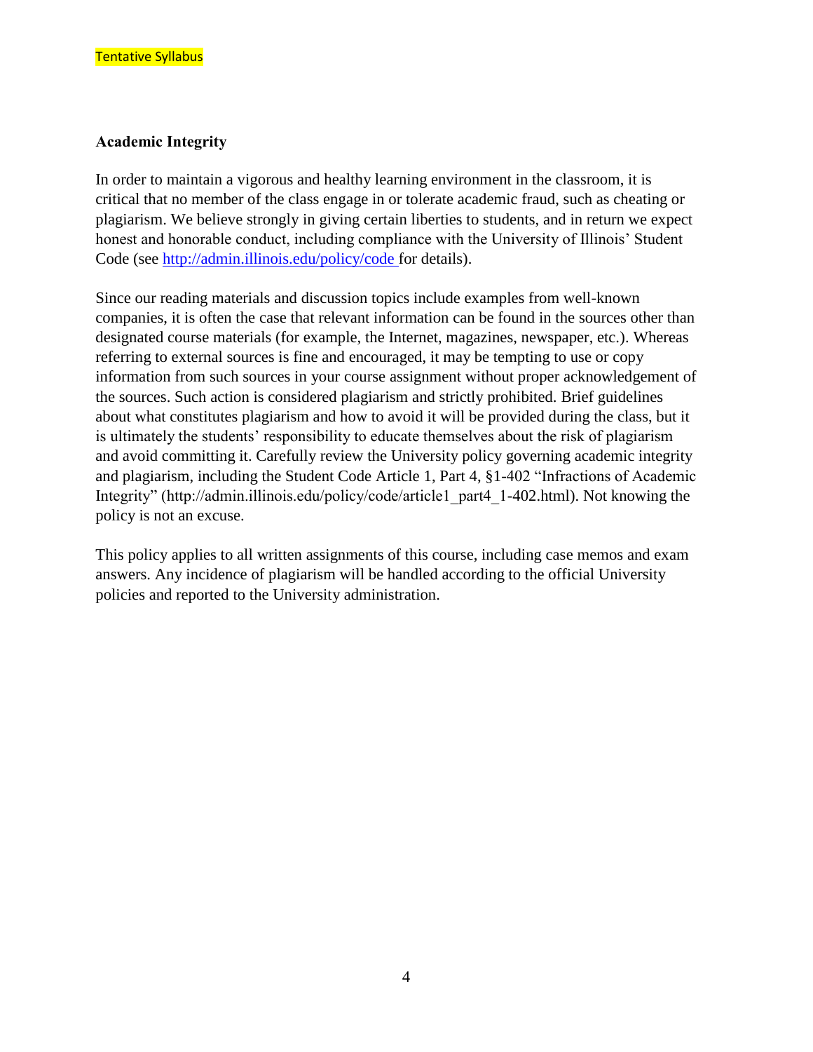Tentative Syllabus

**Academic Integrity**

In order to maintain a vigorous and healthy learning environment in the classroom, it is critical that no member of the class engage in or tolerate academic fraud, such as cheating or plagiarism. We believe strongly in giving certain liberties to students, and in return we expect honest and honorable conduct, including compliance with the University of Illinois' Student Code (see [http://admin.illinois.edu/policy/code](http://admin.illinois.edu/policy/code) for details).

Since our reading materials and discussion topics include examples from well-known companies, it is often the case that relevant information can be found in the sources other than designated course materials (for example, the Internet, magazines, newspaper, etc.). Whereas referring to external sources is fine and encouraged, it may be tempting to use or copy information from such sources in your course assignment without proper acknowledgement of the sources. Such action is considered plagiarism and strictly prohibited. Brief guidelines about what constitutes plagiarism and how to avoid it will be provided during the class, but it is ultimately the students' responsibility to educate themselves about the risk of plagiarism and avoid committing it. Carefully review the University policy governing academic integrity and plagiarism, including the Student Code Article 1, Part 4, §1-402 "Infractions of Academic Integrity" (http://admin.illinois.edu/policy/code/article1_part4_1-402.html). Not knowing the policy is not an excuse.

This policy applies to all written assignments of this course, including case memos and exam answers. Any incidence of plagiarism will be handled according to the official University policies and reported to the University administration.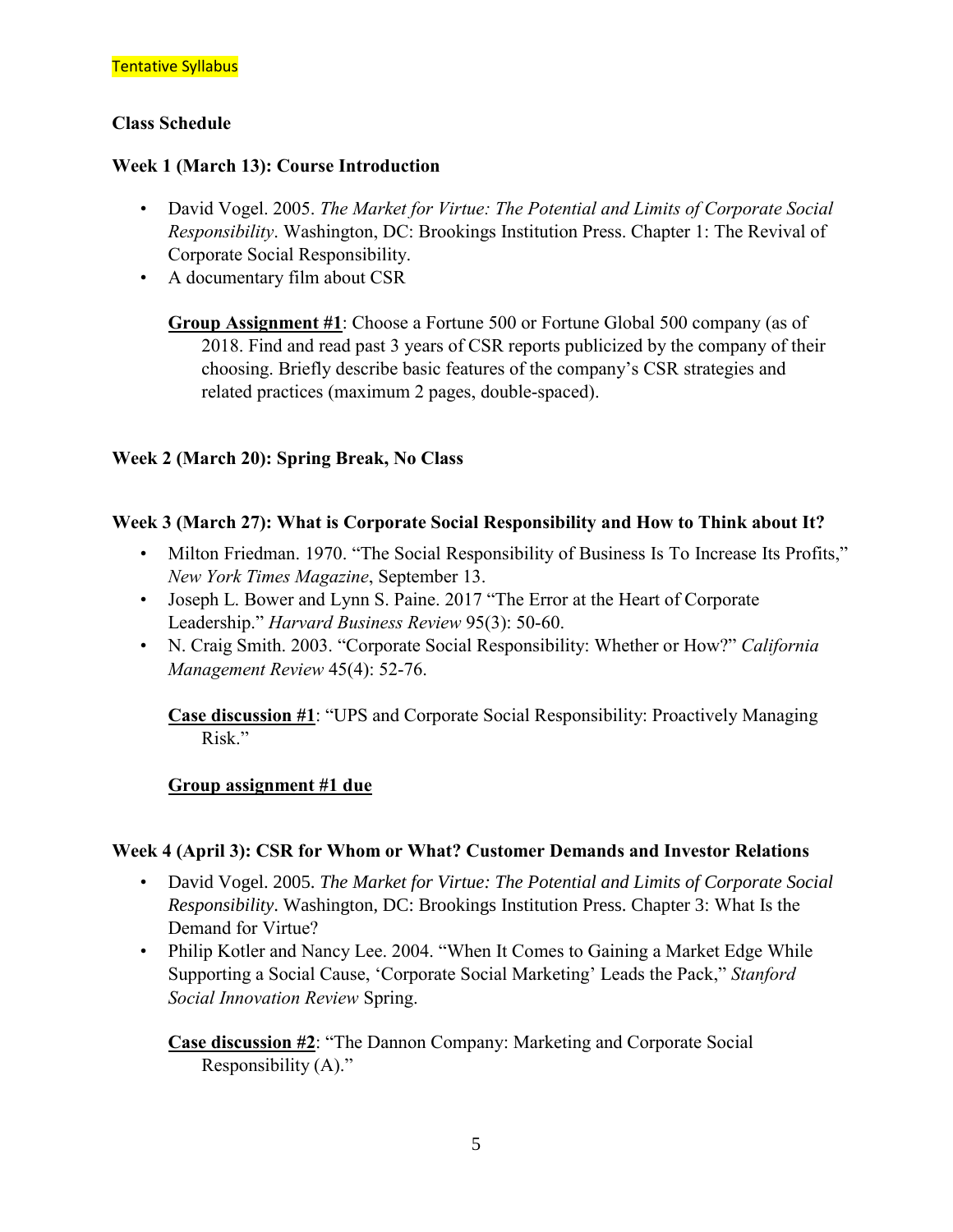Tentative Syllabus

**Class Schedule**

**Week 1 (March 13): Course Introduction**

- David Vogel. 2005. *The Market for Virtue: The Potential and Limits of Corporate Social Responsibility*. Washington, DC: Brookings Institution Press. Chapter 1: The Revival of Corporate Social Responsibility.
- A documentary film about CSR

**Group Assignment #1**: Choose a Fortune 500 or Fortune Global 500 company (as of 2018. Find and read past 3 years of CSR reports publicized by the company of their choosing. Briefly describe basic features of the company's CSR strategies and related practices (maximum 2 pages, double-spaced).

**Week 2 (March 20): Spring Break, No Class**

**Week 3 (March 27): What is Corporate Social Responsibility and How to Think about It?**

- Milton Friedman. 1970. "The Social Responsibility of Business Is To Increase Its Profits," *New York Times Magazine*, September 13.
- Joseph L. Bower and Lynn S. Paine. 2017 "The Error at the Heart of Corporate Leadership." *Harvard Business Review* 95(3): 50-60.
- N. Craig Smith. 2003. "Corporate Social Responsibility: Whether or How?" *California Management Review* 45(4): 52-76.

**Case discussion #1**: "UPS and Corporate Social Responsibility: Proactively Managing Risk."

**Group assignment #1 due**

**Week 4 (April 3): CSR for Whom or What? Customer Demands and Investor Relations**

- David Vogel. 2005. *The Market for Virtue: The Potential and Limits of Corporate Social Responsibility*. Washington, DC: Brookings Institution Press. Chapter 3: What Is the Demand for Virtue?
- Philip Kotler and Nancy Lee. 2004. "When It Comes to Gaining a Market Edge While Supporting a Social Cause, 'Corporate Social Marketing' Leads the Pack," *Stanford Social Innovation Review* Spring.

**Case discussion #2**: "The Dannon Company: Marketing and Corporate Social Responsibility (A)."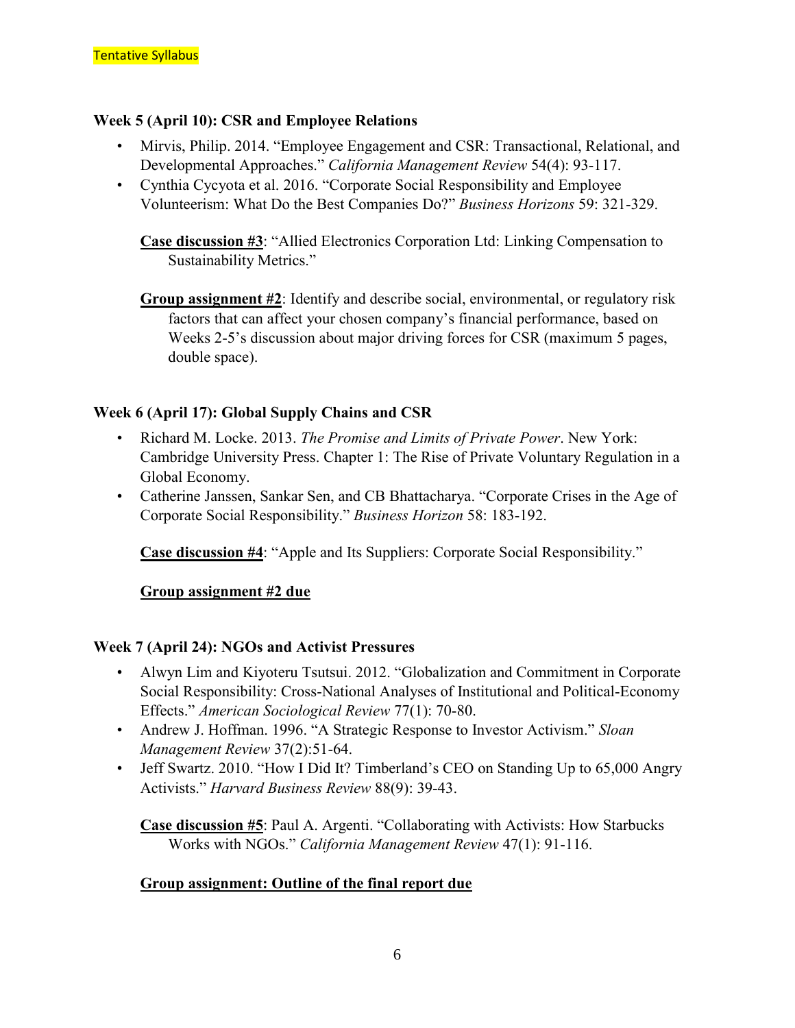Tentative Syllabus

### Week 5 (April 10): CSR and Employee Relations

- Mirvis, Philip. 2014. "Employee Engagement and CSR: Transactional, Relational, and Developmental Approaches." *California Management Review* 54(4): 93-117.
- Cynthia Cycyota et al. 2016. "Corporate Social Responsibility and Employee Volunteerism: What Do the Best Companies Do?" *Business Horizons* 59: 321-329.

  **Case discussion #3**: "Allied Electronics Corporation Ltd: Linking Compensation to Sustainability Metrics."

  **Group assignment #2**: Identify and describe social, environmental, or regulatory risk factors that can affect your chosen company's financial performance, based on Weeks 2-5's discussion about major driving forces for CSR (maximum 5 pages, double space).

### Week 6 (April 17): Global Supply Chains and CSR

- Richard M. Locke. 2013. *The Promise and Limits of Private Power*. New York: Cambridge University Press. Chapter 1: The Rise of Private Voluntary Regulation in a Global Economy.
- Catherine Janssen, Sankar Sen, and CB Bhattacharya. "Corporate Crises in the Age of Corporate Social Responsibility." *Business Horizon* 58: 183-192.

  **Case discussion #4**: "Apple and Its Suppliers: Corporate Social Responsibility."

  **Group assignment #2 due**

### Week 7 (April 24): NGOs and Activist Pressures

- Alwyn Lim and Kiyoteru Tsutsui. 2012. "Globalization and Commitment in Corporate Social Responsibility: Cross-National Analyses of Institutional and Political-Economy Effects." *American Sociological Review* 77(1): 70-80.
- Andrew J. Hoffman. 1996. "A Strategic Response to Investor Activism." *Sloan Management Review* 37(2):51-64.
- Jeff Swartz. 2010. "How I Did It? Timberland's CEO on Standing Up to 65,000 Angry Activists." *Harvard Business Review* 88(9): 39-43.

  **Case discussion #5**: Paul A. Argenti. "Collaborating with Activists: How Starbucks Works with NGOs." *California Management Review* 47(1): 91-116.

  **Group assignment: Outline of the final report due**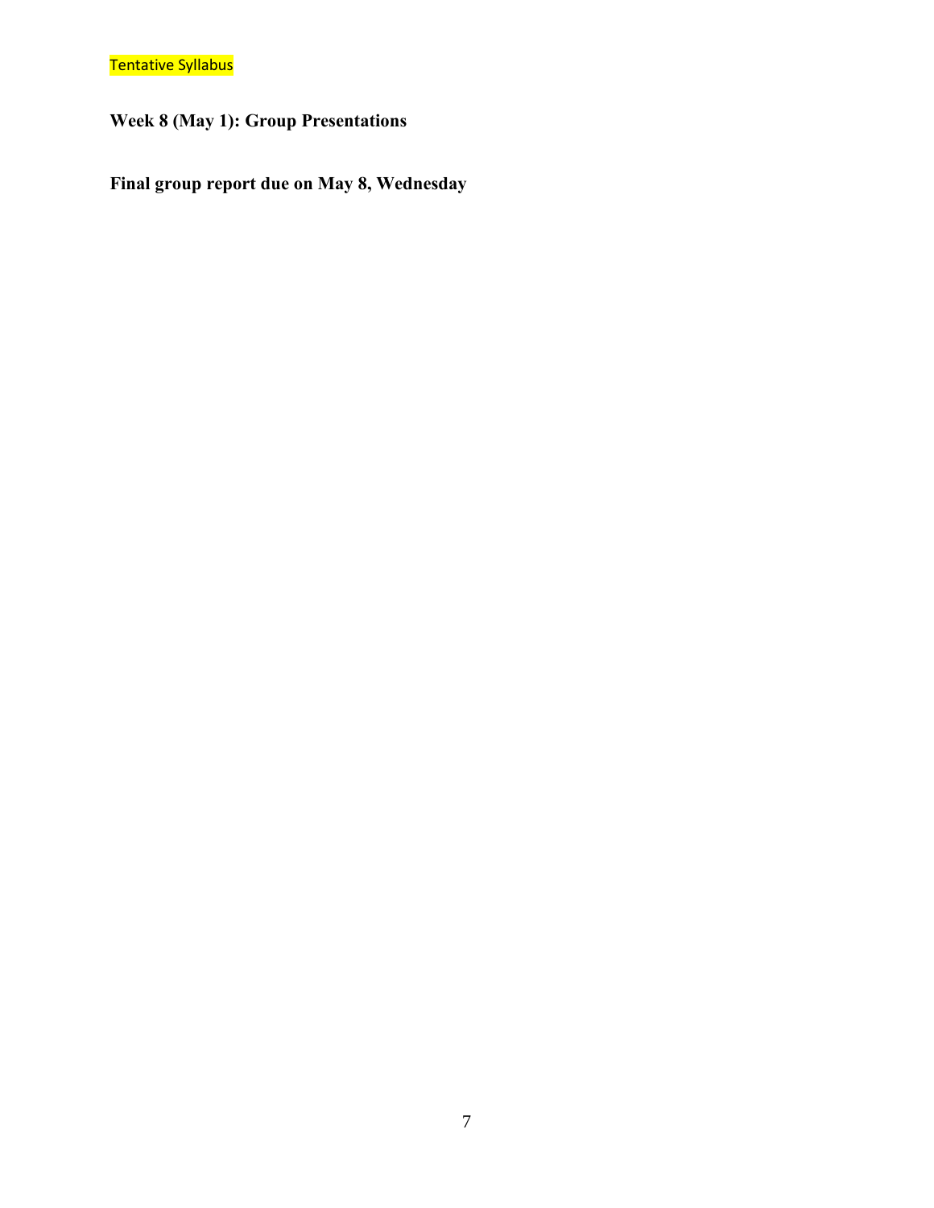Tentative Syllabus

**Week 8 (May 1): Group Presentations**

**Final group report due on May 8, Wednesday**